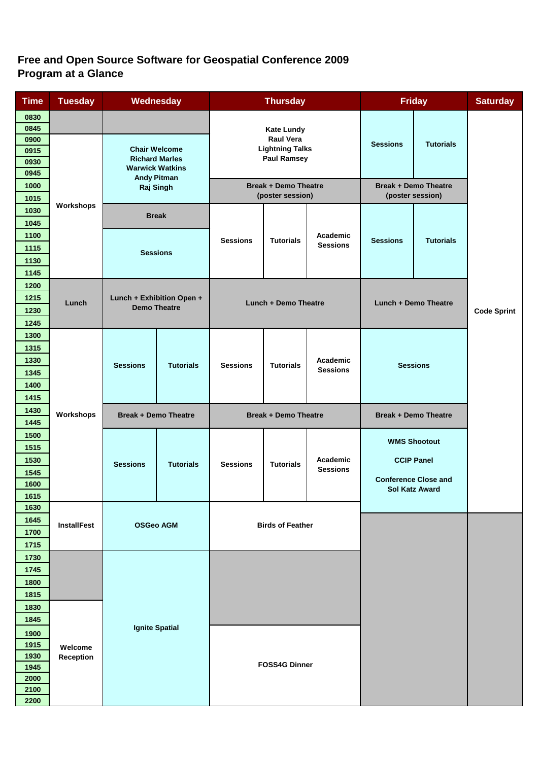# Free and Open Source Software for Geospatial Conference 2009
## Program at a Glance

| Time | Tuesday | Wednesday | | Thursday | | | Friday | | Saturday |
|---|---|---|---|---|---|---|---|---|---|
| 0830 | | | | Kate Lundy<br>Raul Vera<br>Lightning Talks<br>Paul Ramsey | | | Sessions | Tutorials | Code Sprint |
| 0845 | | | | | | | | | |
| 0900 | Workshops | Chair Welcome<br>Richard Marles<br>Warwick Watkins<br>Andy Pitman<br>Raj Singh | | | | | | | |
| 0915 | | | | | | | | | |
| 0930 | | | | | | | | | |
| 0945 | | | | | | | | | |
| 1000 | | | | Break + Demo Theatre (poster session) | | | Break + Demo Theatre (poster session) | | |
| 1015 | | | | | | | | | |
| 1030 | | Break | | Sessions | Tutorials | Academic Sessions | Sessions | Tutorials | |
| 1045 | | | | | | | | | |
| 1100 | | Sessions | | | | | | | |
| 1115 | | | | | | | | | |
| 1130 | | | | | | | | | |
| 1145 | | | | | | | | | |
| 1200 | Lunch | Lunch + Exhibition Open + Demo Theatre | | Lunch + Demo Theatre | | | Lunch + Demo Theatre | | |
| 1215 | | | | | | | | | |
| 1230 | | | | | | | | | |
| 1245 | | | | | | | | | |
| 1300 | Workshops | Sessions | Tutorials | Sessions | Tutorials | Academic Sessions | Sessions | | |
| 1315 | | | | | | | | | |
| 1330 | | | | | | | | | |
| 1345 | | | | | | | | | |
| 1400 | | | | | | | | | |
| 1415 | | | | | | | | | |
| 1430 | | Break + Demo Theatre | | Break + Demo Theatre | | | Break + Demo Theatre | | |
| 1445 | | | | | | | | | |
| 1500 | | Sessions | Tutorials | Sessions | Tutorials | Academic Sessions | WMS Shootout<br>CCIP Panel<br>Conference Close and Sol Katz Award | | |
| 1515 | | | | | | | | | |
| 1530 | | | | | | | | | |
| 1545 | | | | | | | | | |
| 1600 | | | | | | | | | |
| 1615 | | | | | | | | | |
| 1630 | InstallFest | OSGeo AGM | | Birds of Feather | | | | | |
| 1645 | | | | | | | | | |
| 1700 | | | | | | | | | |
| 1715 | | | | | | | | | |
| 1730 | | Ignite Spatial | | | | | | | |
| 1745 | | | | | | | | | |
| 1800 | | | | | | | | | |
| 1815 | | | | | | | | | |
| 1830 | Welcome Reception | | | | | | | | |
| 1845 | | | | | | | | | |
| 1900 | | | | FOSS4G Dinner | | | | | |
| 1915 | | | | | | | | | |
| 1930 | | | | | | | | | |
| 1945 | | | | | | | | | |
| 2000 | | | | | | | | | |
| 2100 | | | | | | | | | |
| 2200 | | | | | | | | | |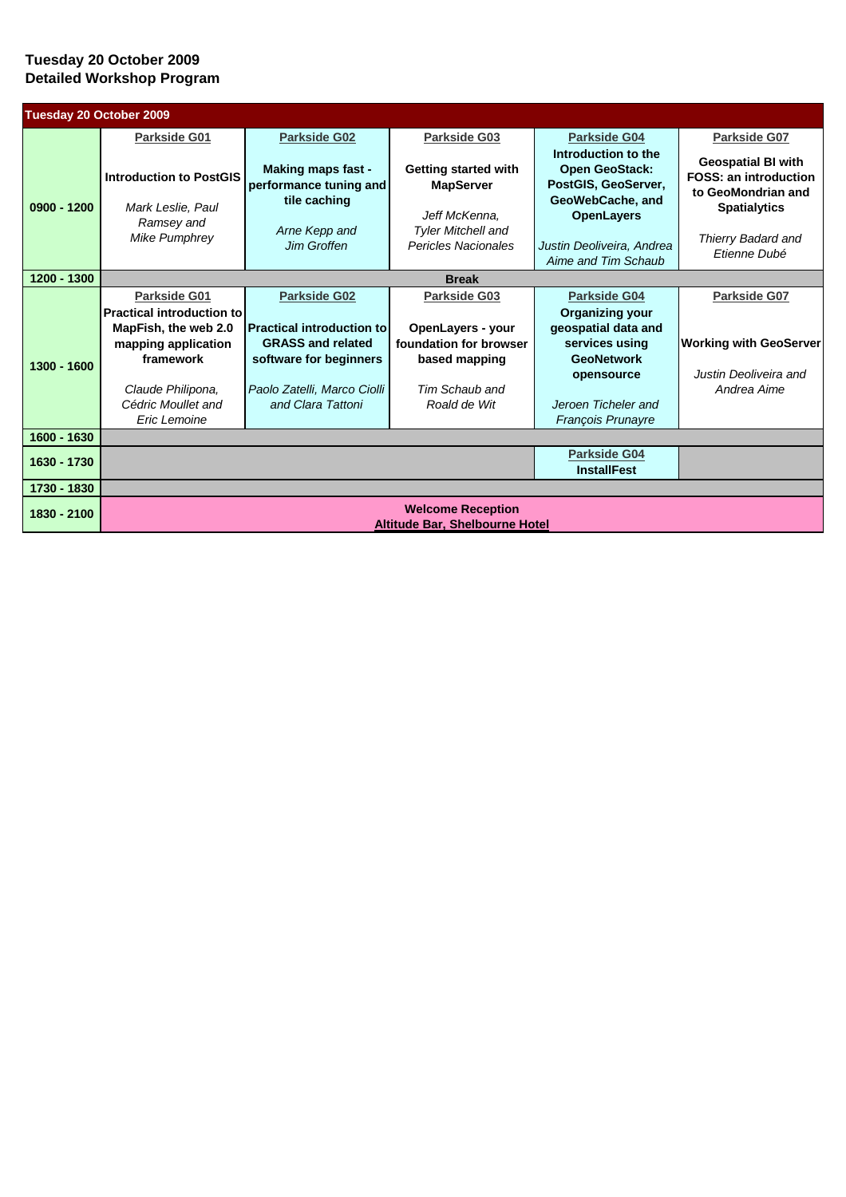**Tuesday 20 October 2009**
**Detailed Workshop Program**

| Tuesday 20 October 2009 | | | | | |
|---|---|---|---|---|---|
| **0900 - 1200** | **Parkside G01** **Introduction to PostGIS** *Mark Leslie, Paul Ramsey and Mike Pumphrey* | **Parkside G02** **Making maps fast - performance tuning and tile caching** *Arne Kepp and Jim Groffen* | **Parkside G03** **Getting started with MapServer** *Jeff McKenna, Tyler Mitchell and Pericles Nacionales* | **Parkside G04** **Introduction to the Open GeoStack: PostGIS, GeoServer, GeoWebCache, and OpenLayers** *Justin Deoliveira, Andrea Aime and Tim Schaub* | **Parkside G07** **Geospatial BI with FOSS: an introduction to GeoMondrian and Spatialytics** *Thierry Badard and Etienne Dubé* |
| **1200 - 1300** | **Break** | | | | |
| **1300 - 1600** | **Parkside G01** **Practical introduction to MapFish, the web 2.0 mapping application framework** *Claude Philipona, Cédric Moullet and Eric Lemoine* | **Parkside G02** **Practical introduction to GRASS and related software for beginners** *Paolo Zatelli, Marco Ciolli and Clara Tattoni* | **Parkside G03** **OpenLayers - your foundation for browser based mapping** *Tim Schaub and Roald de Wit* | **Parkside G04** **Organizing your geospatial data and services using GeoNetwork opensource** *Jeroen Ticheler and François Prunayre* | **Parkside G07** **Working with GeoServer** *Justin Deoliveira and Andrea Aime* |
| **1600 - 1630** | | | | | |
| **1630 - 1730** | | | | **Parkside G04** **InstallFest** | |
| **1730 - 1830** | | | | | |
| **1830 - 2100** | **Welcome Reception** **Altitude Bar, Shelbourne Hotel** | | | | |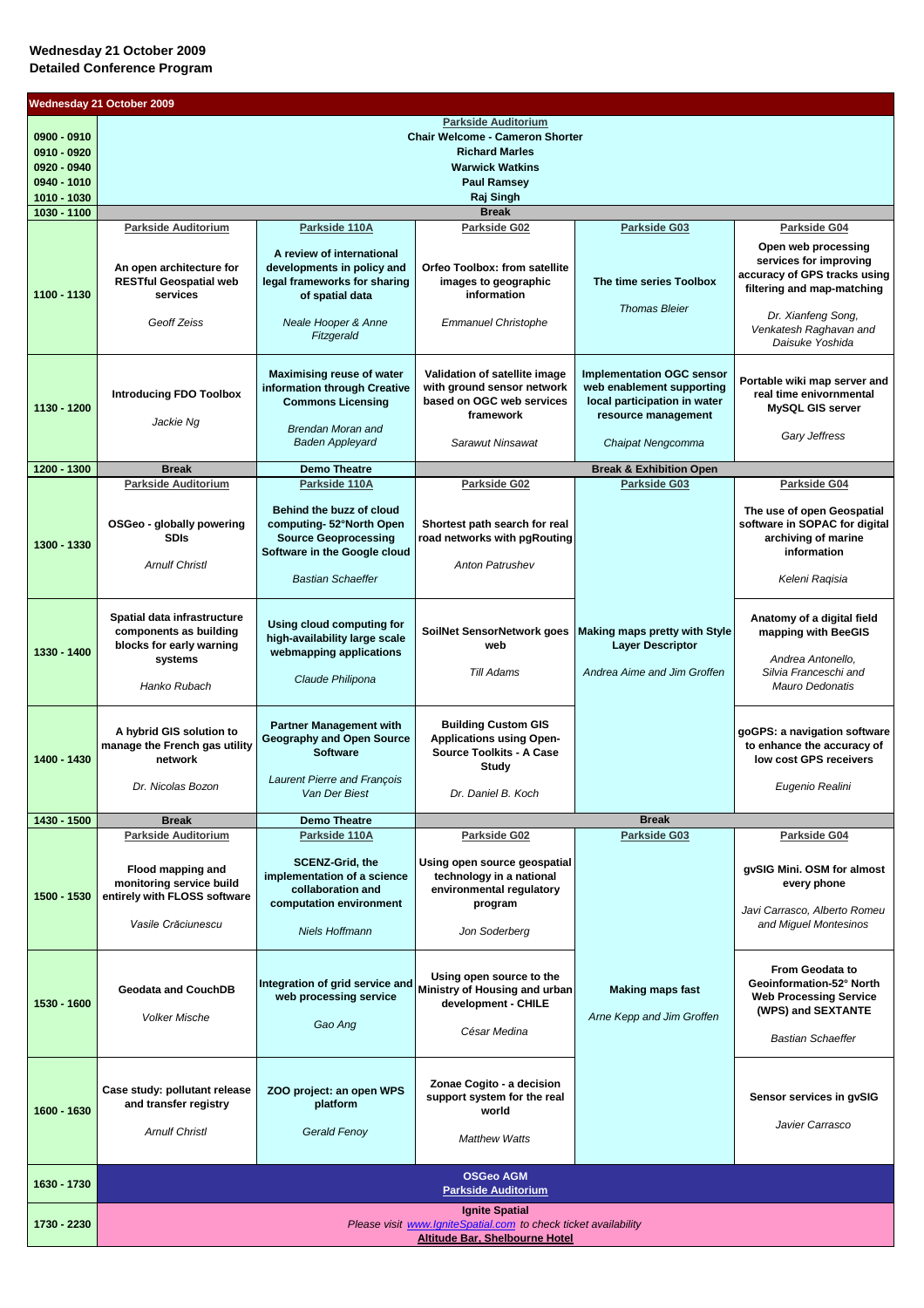**Wednesday 21 October 2009**
**Detailed Conference Program**

| Wednesday 21 October 2009 | | | | | |
|---|---|---|---|---|---|
| | Parkside Auditorium | | | | |
| 0900 - 0910 | Chair Welcome - Cameron Shorter | | | | |
| 0910 - 0920 | Richard Marles | | | | |
| 0920 - 0940 | Warwick Watkins | | | | |
| 0940 - 1010 | Paul Ramsey | | | | |
| 1010 - 1030 | Raj Singh | | | | |
| 1030 - 1100 | Break | | | | |
| | Parkside Auditorium | Parkside 110A | Parkside G02 | Parkside G03 | Parkside G04 |
| 1100 - 1130 | **An open architecture for RESTful Geospatial web services** *Geoff Zeiss* | **A review of international developments in policy and legal frameworks for sharing of spatial data** *Neale Hooper & Anne Fitzgerald* | **Orfeo Toolbox: from satellite images to geographic information** *Emmanuel Christophe* | **The time series Toolbox** *Thomas Bleier* | **Open web processing services for improving accuracy of GPS tracks using filtering and map-matching** *Dr. Xianfeng Song, Venkatesh Raghavan and Daisuke Yoshida* |
| 1130 - 1200 | **Introducing FDO Toolbox** *Jackie Ng* | **Maximising reuse of water information through Creative Commons Licensing** *Brendan Moran and Baden Appleyard* | **Validation of satellite image with ground sensor network based on OGC web services framework** *Sarawut Ninsawat* | **Implementation OGC sensor web enablement supporting local participation in water resource management** *Chaipat Nengcomma* | **Portable wiki map server and real time enivornmental MySQL GIS server** *Gary Jeffress* |
| 1200 - 1300 | Break | Demo Theatre | Break & Exhibition Open | | |
| | Parkside Auditorium | Parkside 110A | Parkside G02 | Parkside G03 | Parkside G04 |
| 1300 - 1330 | **OSGeo - globally powering SDIs** *Arnulf Christl* | **Behind the buzz of cloud computing- 52°North Open Source Geoprocessing Software in the Google cloud** *Bastian Schaeffer* | **Shortest path search for real road networks with pgRouting** *Anton Patrushev* | | **The use of open Geospatial software in SOPAC for digital archiving of marine information** *Keleni Raqisia* |
| 1330 - 1400 | **Spatial data infrastructure components as building blocks for early warning systems** *Hanko Rubach* | **Using cloud computing for high-availability large scale webmapping applications** *Claude Philipona* | **SoilNet SensorNetwork goes web** *Till Adams* | **Making maps pretty with Style Layer Descriptor** *Andrea Aime and Jim Groffen* | **Anatomy of a digital field mapping with BeeGIS** *Andrea Antonello, Silvia Franceschi and Mauro Dedonatis* |
| 1400 - 1430 | **A hybrid GIS solution to manage the French gas utility network** *Dr. Nicolas Bozon* | **Partner Management with Geography and Open Source Software** *Laurent Pierre and François Van Der Biest* | **Building Custom GIS Applications using Open-Source Toolkits - A Case Study** *Dr. Daniel B. Koch* | | **goGPS: a navigation software to enhance the accuracy of low cost GPS receivers** *Eugenio Realini* |
| 1430 - 1500 | Break | Demo Theatre | Break | | |
| | Parkside Auditorium | Parkside 110A | Parkside G02 | Parkside G03 | Parkside G04 |
| 1500 - 1530 | **Flood mapping and monitoring service build entirely with FLOSS software** *Vasile Crăciunescu* | **SCENZ-Grid, the implementation of a science collaboration and computation environment** *Niels Hoffmann* | **Using open source geospatial technology in a national environmental regulatory program** *Jon Soderberg* | | **gvSIG Mini. OSM for almost every phone** *Javi Carrasco, Alberto Romeu and Miguel Montesinos* |
| 1530 - 1600 | **Geodata and CouchDB** *Volker Mische* | **Integration of grid service and web processing service** *Gao Ang* | **Using open source to the Ministry of Housing and urban development - CHILE** *César Medina* | **Making maps fast** *Arne Kepp and Jim Groffen* | **From Geodata to Geoinformation-52° North Web Processing Service (WPS) and SEXTANTE** *Bastian Schaeffer* |
| 1600 - 1630 | **Case study: pollutant release and transfer registry** *Arnulf Christl* | **ZOO project: an open WPS platform** *Gerald Fenoy* | **Zonae Cogito - a decision support system for the real world** *Matthew Watts* | | **Sensor services in gvSIG** *Javier Carrasco* |
| 1630 - 1730 | **OSGeo AGM** Parkside Auditorium | | | | |
| 1730 - 2230 | **Ignite Spatial** *Please visit www.IgniteSpatial.com to check ticket availability* Altitude Bar, Shelbourne Hotel | | | | |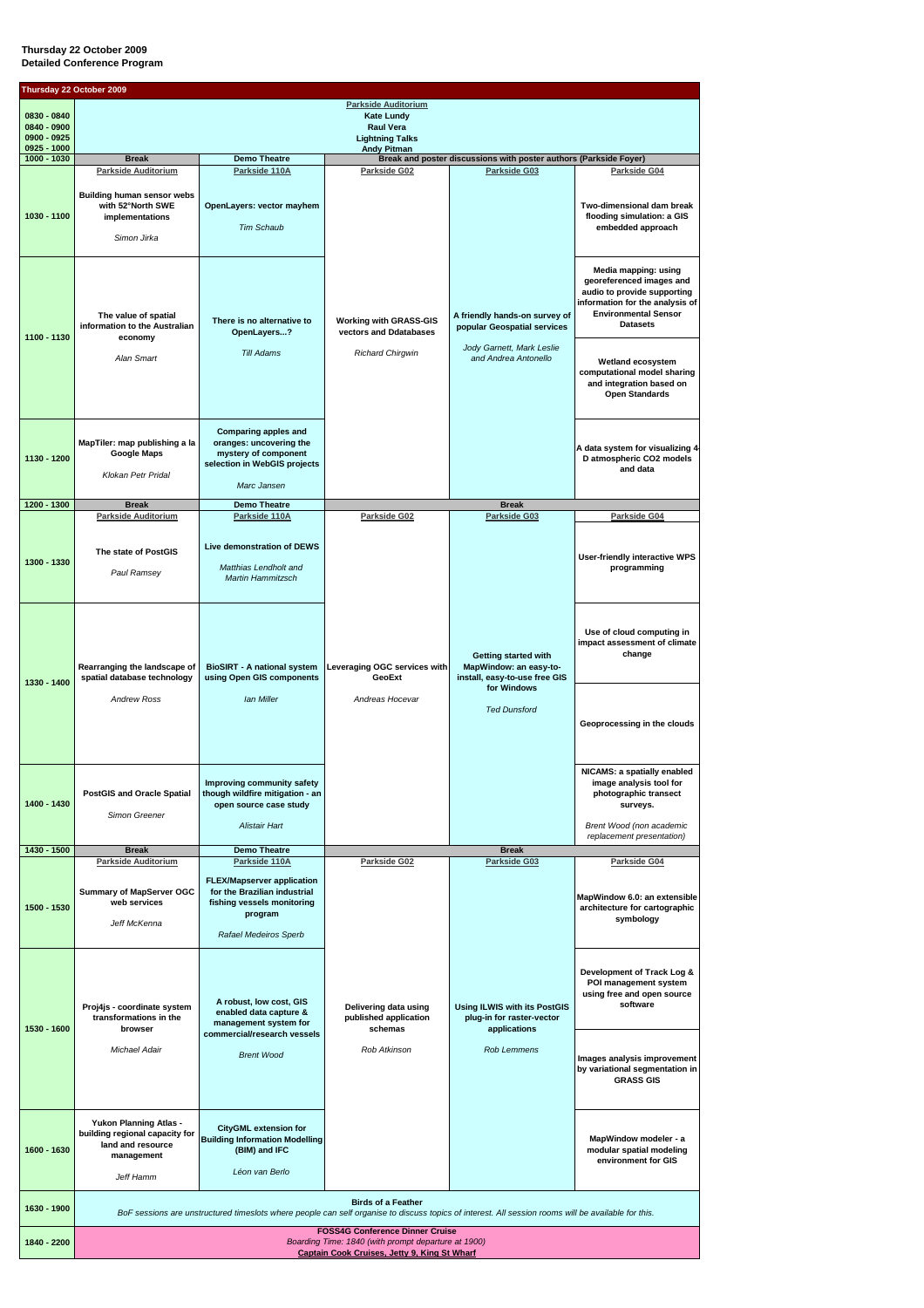**Thursday 22 October 2009**
**Detailed Conference Program**

| Thursday 22 October 2009 | | | | | |
|---|---|---|---|---|---|
| 0830 - 0840<br>0840 - 0900<br>0900 - 0925<br>0925 - 1000 | **Parkside Auditorium**<br>Kate Lundy<br>Raul Vera<br>Lightning Talks<br>Andy Pitman | | | | |
| 1000 - 1030 | Break | Demo Theatre | Break and poster discussions with poster authors (Parkside Foyer) | | |
| | **Parkside Auditorium** | **Parkside 110A** | **Parkside G02** | **Parkside G03** | **Parkside G04** |
| 1030 - 1100 | **Building human sensor webs with 52°North SWE implementations**<br>*Simon Jirka* | **OpenLayers: vector mayhem**<br>*Tim Schaub* | | | **Two-dimensional dam break flooding simulation: a GIS embedded approach** |
| 1100 - 1130 | **The value of spatial information to the Australian economy**<br>*Alan Smart* | **There is no alternative to OpenLayers...?**<br>*Till Adams* | **Working with GRASS-GIS vectors and Ddatabases**<br>*Richard Chirgwin* | **A friendly hands-on survey of popular Geospatial services**<br>*Jody Garnett, Mark Leslie and Andrea Antonello* | **Media mapping: using georeferenced images and audio to provide supporting information for the analysis of Environmental Sensor Datasets**<br><br>**Wetland ecosystem computational model sharing and integration based on Open Standards** |
| 1130 - 1200 | **MapTiler: map publishing a la Google Maps**<br>*Klokan Petr Pridal* | **Comparing apples and oranges: uncovering the mystery of component selection in WebGIS projects**<br>*Marc Jansen* | | | **A data system for visualizing 4-D atmospheric CO2 models and data** |
| 1200 - 1300 | Break | Demo Theatre | Break | | |
| | **Parkside Auditorium** | **Parkside 110A** | **Parkside G02** | **Parkside G03** | **Parkside G04** |
| 1300 - 1330 | **The state of PostGIS**<br>*Paul Ramsey* | **Live demonstration of DEWS**<br>*Matthias Lendholt and Martin Hammitzsch* | | | **User-friendly interactive WPS programming** |
| 1330 - 1400 | **Rearranging the landscape of spatial database technology**<br>*Andrew Ross* | **BioSIRT - A national system using Open GIS components**<br>*Ian Miller* | **Leveraging OGC services with GeoExt**<br>*Andreas Hocevar* | **Getting started with MapWindow: an easy-to-install, easy-to-use free GIS for Windows**<br>*Ted Dunsford* | **Use of cloud computing in impact assessment of climate change**<br><br>**Geoprocessing in the clouds** |
| 1400 - 1430 | **PostGIS and Oracle Spatial**<br>*Simon Greener* | **Improving community safety though wildfire mitigation - an open source case study**<br>*Alistair Hart* | | | **NICAMS: a spatially enabled image analysis tool for photographic transect surveys.**<br>*Brent Wood (non academic replacement presentation)* |
| 1430 - 1500 | Break | Demo Theatre | Break | | |
| | **Parkside Auditorium** | **Parkside 110A** | **Parkside G02** | **Parkside G03** | **Parkside G04** |
| 1500 - 1530 | **Summary of MapServer OGC web services**<br>*Jeff McKenna* | **FLEX/Mapserver application for the Brazilian industrial fishing vessels monitoring program**<br>*Rafael Medeiros Sperb* | | | **MapWindow 6.0: an extensible architecture for cartographic symbology** |
| 1530 - 1600 | **Proj4js - coordinate system transformations in the browser**<br>*Michael Adair* | **A robust, low cost, GIS enabled data capture & management system for commercial/research vessels**<br>*Brent Wood* | **Delivering data using published application schemas**<br>*Rob Atkinson* | **Using ILWIS with its PostGIS plug-in for raster-vector applications**<br>*Rob Lemmens* | **Development of Track Log & POI management system using free and open source software**<br><br>**Images analysis improvement by variational segmentation in GRASS GIS** |
| 1600 - 1630 | **Yukon Planning Atlas - building regional capacity for land and resource management**<br>*Jeff Hamm* | **CityGML extension for Building Information Modelling (BIM) and IFC**<br>*Léon van Berlo* | | | **MapWindow modeler - a modular spatial modeling environment for GIS** |
| 1630 - 1900 | **Birds of a Feather**<br>*BoF sessions are unstructured timeslots where people can self organise to discuss topics of interest. All session rooms will be available for this.* | | | | |
| 1840 - 2200 | **FOSS4G Conference Dinner Cruise**<br>*Boarding Time: 1840 (with prompt departure at 1900)*<br>**Captain Cook Cruises, Jetty 9, King St Wharf** | | | | |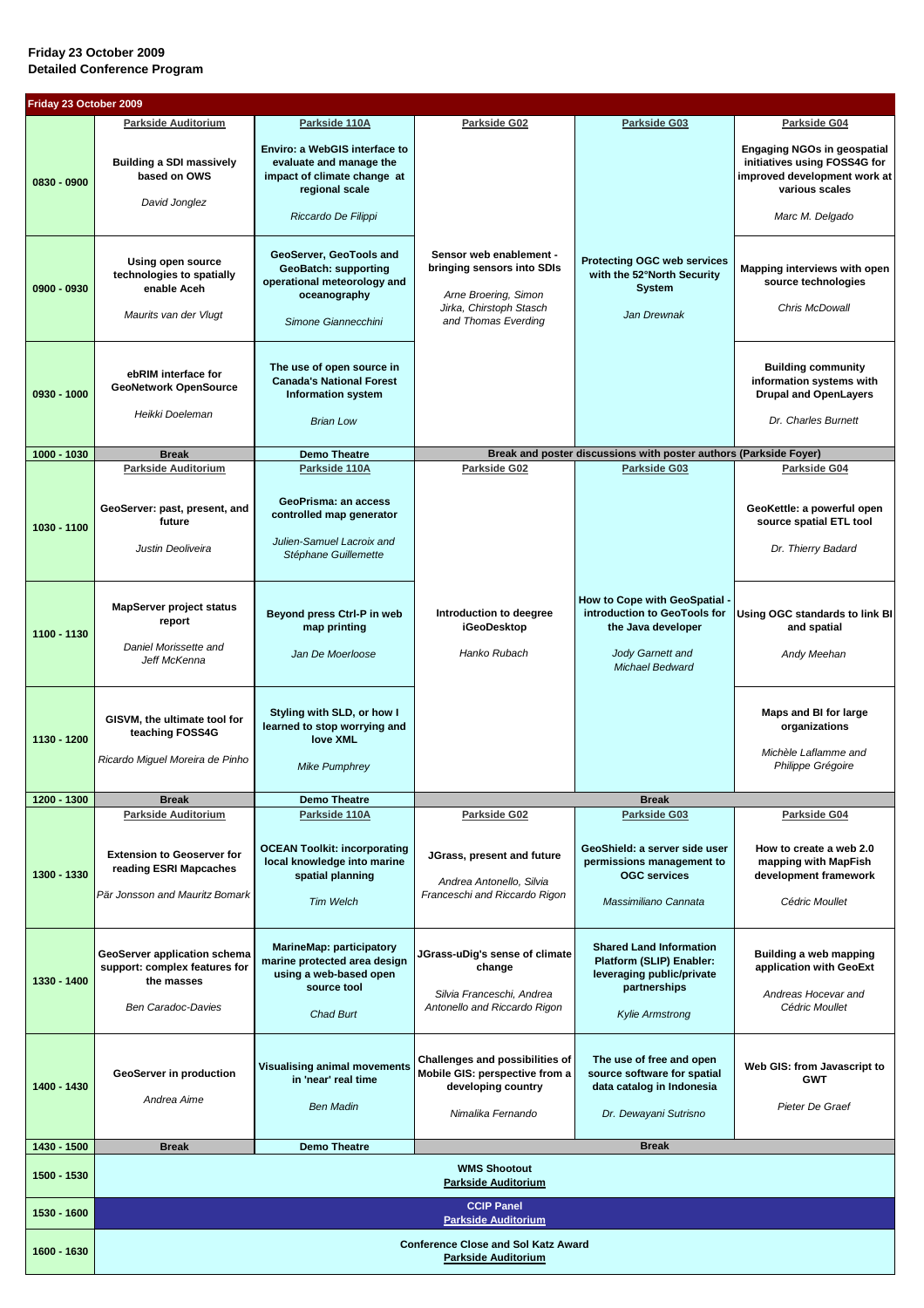**Friday 23 October 2009**
**Detailed Conference Program**

| Friday 23 October 2009 | | | | | |
|---|---|---|---|---|---|
| | Parkside Auditorium | Parkside 110A | Parkside G02 | Parkside G03 | Parkside G04 |
| 0830 - 0900 | **Building a SDI massively based on OWS** *David Jonglez* | **Enviro: a WebGIS interface to evaluate and manage the impact of climate change at regional scale** *Riccardo De Filippi* | | | **Engaging NGOs in geospatial initiatives using FOSS4G for improved development work at various scales** *Marc M. Delgado* |
| 0900 - 0930 | **Using open source technologies to spatially enable Aceh** *Maurits van der Vlugt* | **GeoServer, GeoTools and GeoBatch: supporting operational meteorology and oceanography** *Simone Giannecchini* | **Sensor web enablement - bringing sensors into SDIs** *Arne Broering, Simon Jirka, Chirstoph Stasch and Thomas Everding* | **Protecting OGC web services with the 52°North Security System** *Jan Drewnak* | **Mapping interviews with open source technologies** *Chris McDowall* |
| 0930 - 1000 | **ebRIM interface for GeoNetwork OpenSource** *Heikki Doeleman* | **The use of open source in Canada's National Forest Information system** *Brian Low* | | | **Building community information systems with Drupal and OpenLayers** *Dr. Charles Burnett* |
| 1000 - 1030 | **Break** | **Demo Theatre** | **Break and poster discussions with poster authors (Parkside Foyer)** | | |
| | Parkside Auditorium | Parkside 110A | Parkside G02 | Parkside G03 | Parkside G04 |
| 1030 - 1100 | **GeoServer: past, present, and future** *Justin Deoliveira* | **GeoPrisma: an access controlled map generator** *Julien-Samuel Lacroix and Stéphane Guillemette* | | | **GeoKettle: a powerful open source spatial ETL tool** *Dr. Thierry Badard* |
| 1100 - 1130 | **MapServer project status report** *Daniel Morissette and Jeff McKenna* | **Beyond press Ctrl-P in web map printing** *Jan De Moerloose* | **Introduction to deegree iGeoDesktop** *Hanko Rubach* | **How to Cope with GeoSpatial - introduction to GeoTools for the Java developer** *Jody Garnett and Michael Bedward* | **Using OGC standards to link BI and spatial** *Andy Meehan* |
| 1130 - 1200 | **GISVM, the ultimate tool for teaching FOSS4G** *Ricardo Miguel Moreira de Pinho* | **Styling with SLD, or how I learned to stop worrying and love XML** *Mike Pumphrey* | | | **Maps and BI for large organizations** *Michèle Laflamme and Philippe Grégoire* |
| 1200 - 1300 | **Break** | **Demo Theatre** | **Break** | | |
| | Parkside Auditorium | Parkside 110A | Parkside G02 | Parkside G03 | Parkside G04 |
| 1300 - 1330 | **Extension to Geoserver for reading ESRI Mapcaches** *Pär Jonsson and Mauritz Bomark* | **OCEAN Toolkit: incorporating local knowledge into marine spatial planning** *Tim Welch* | **JGrass, present and future** *Andrea Antonello, Silvia Franceschi and Riccardo Rigon* | **GeoShield: a server side user permissions management to OGC services** *Massimiliano Cannata* | **How to create a web 2.0 mapping with MapFish development framework** *Cédric Moullet* |
| 1330 - 1400 | **GeoServer application schema support: complex features for the masses** *Ben Caradoc-Davies* | **MarineMap: participatory marine protected area design using a web-based open source tool** *Chad Burt* | **JGrass-uDig's sense of climate change** *Silvia Franceschi, Andrea Antonello and Riccardo Rigon* | **Shared Land Information Platform (SLIP) Enabler: leveraging public/private partnerships** *Kylie Armstrong* | **Building a web mapping application with GeoExt** *Andreas Hocevar and Cédric Moullet* |
| 1400 - 1430 | **GeoServer in production** *Andrea Aime* | **Visualising animal movements in 'near' real time** *Ben Madin* | **Challenges and possibilities of Mobile GIS: perspective from a developing country** *Nimalika Fernando* | **The use of free and open source software for spatial data catalog in Indonesia** *Dr. Dewayani Sutrisno* | **Web GIS: from Javascript to GWT** *Pieter De Graef* |
| 1430 - 1500 | **Break** | **Demo Theatre** | **Break** | | |
| 1500 - 1530 | **WMS Shootout** Parkside Auditorium | | | | |
| 1530 - 1600 | **CCIP Panel** Parkside Auditorium | | | | |
| 1600 - 1630 | **Conference Close and Sol Katz Award** Parkside Auditorium | | | | |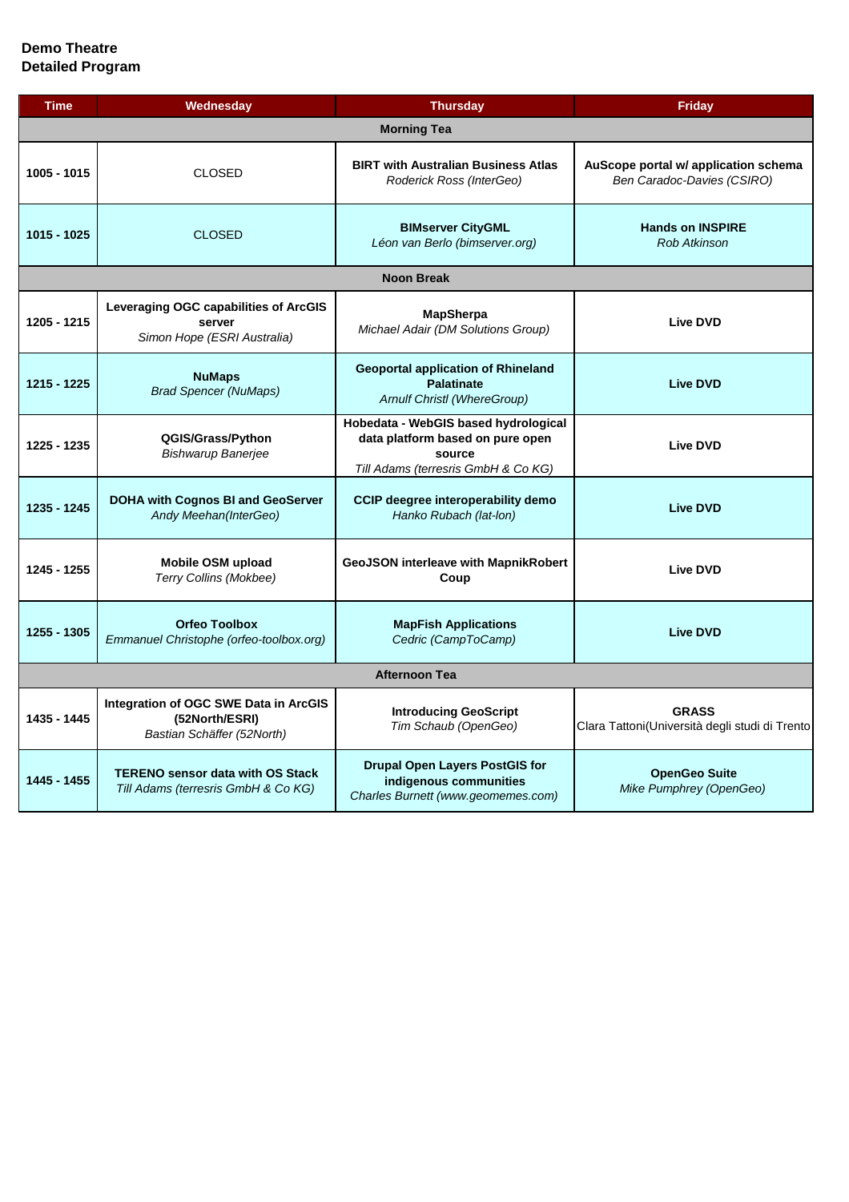**Demo Theatre**
**Detailed Program**

| Time | Wednesday | Thursday | Friday |
|---|---|---|---|
| | | **Morning Tea** | |
| **1005 - 1015** | CLOSED | **BIRT with Australian Business Atlas** *Roderick Ross (InterGeo)* | **AuScope portal w/ application schema** *Ben Caradoc-Davies (CSIRO)* |
| **1015 - 1025** | CLOSED | **BIMserver CityGML** *Léon van Berlo (bimserver.org)* | **Hands on INSPIRE** *Rob Atkinson* |
| | | **Noon Break** | |
| **1205 - 1215** | **Leveraging OGC capabilities of ArcGIS server** *Simon Hope (ESRI Australia)* | **MapSherpa** *Michael Adair (DM Solutions Group)* | **Live DVD** |
| **1215 - 1225** | **NuMaps** *Brad Spencer (NuMaps)* | **Geoportal application of Rhineland Palatinate** *Arnulf Christl (WhereGroup)* | **Live DVD** |
| **1225 - 1235** | **QGIS/Grass/Python** *Bishwarup Banerjee* | **Hobedata - WebGIS based hydrological data platform based on pure open source** *Till Adams (terresris GmbH & Co KG)* | **Live DVD** |
| **1235 - 1245** | **DOHA with Cognos BI and GeoServer** *Andy Meehan(InterGeo)* | **CCIP deegree interoperability demo** *Hanko Rubach (lat-lon)* | **Live DVD** |
| **1245 - 1255** | **Mobile OSM upload** *Terry Collins (Mokbee)* | **GeoJSON interleave with MapnikRobert Coup** | **Live DVD** |
| **1255 - 1305** | **Orfeo Toolbox** *Emmanuel Christophe (orfeo-toolbox.org)* | **MapFish Applications** *Cedric (CampToCamp)* | **Live DVD** |
| | | **Afternoon Tea** | |
| **1435 - 1445** | **Integration of OGC SWE Data in ArcGIS (52North/ESRI)** *Bastian Schäffer (52North)* | **Introducing GeoScript** *Tim Schaub (OpenGeo)* | **GRASS** Clara Tattoni(Università degli studi di Trento |
| **1445 - 1455** | **TERENO sensor data with OS Stack** *Till Adams (terresris GmbH & Co KG)* | **Drupal Open Layers PostGIS for indigenous communities** *Charles Burnett (www.geomemes.com)* | **OpenGeo Suite** *Mike Pumphrey (OpenGeo)* |